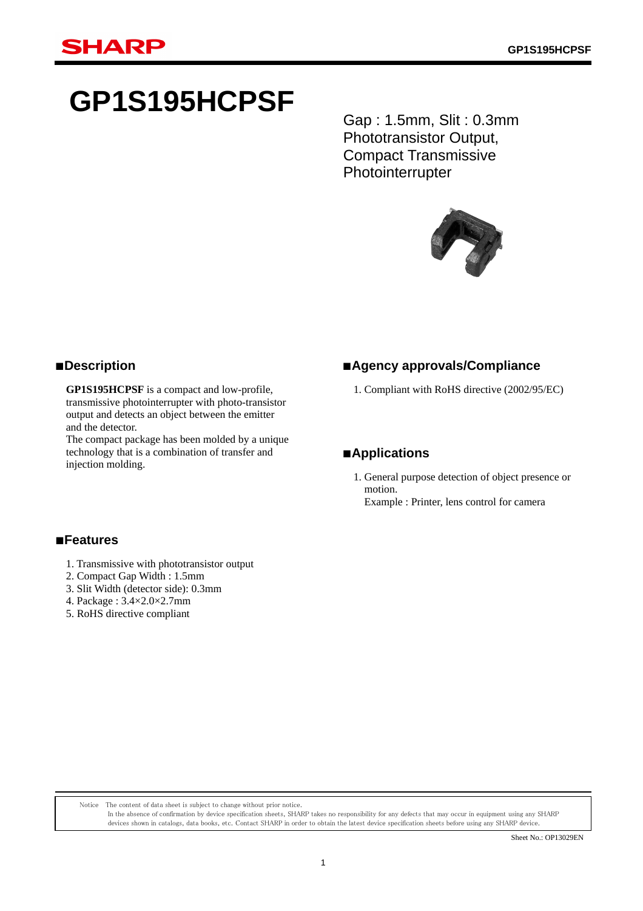# GP1S195HCPSF

Gap : 1.5mm, Slit : 0.3mm
Phototransistor Output,
Compact Transmissive
Photointerrupter

## ■Description

**GP1S195HCPSF** is a compact and low-profile, transmissive photointerrupter with photo-transistor output and detects an object between the emitter and the detector.
The compact package has been molded by a unique technology that is a combination of transfer and injection molding.

## ■Features

1. Transmissive with phototransistor output
2. Compact Gap Width : 1.5mm
3. Slit Width (detector side): 0.3mm
4. Package : 3.4×2.0×2.7mm
5. RoHS directive compliant

## ■Agency approvals/Compliance

1. Compliant with RoHS directive (2002/95/EC)

## ■Applications

1. General purpose detection of object presence or motion.
   Example : Printer, lens control for camera

Notice The content of data sheet is subject to change without prior notice.
In the absence of confirmation by device specification sheets, SHARP takes no responsibility for any defects that may occur in equipment using any SHARP devices shown in catalogs, data books, etc. Contact SHARP in order to obtain the latest device specification sheets before using any SHARP device.

Sheet No.: OP13029EN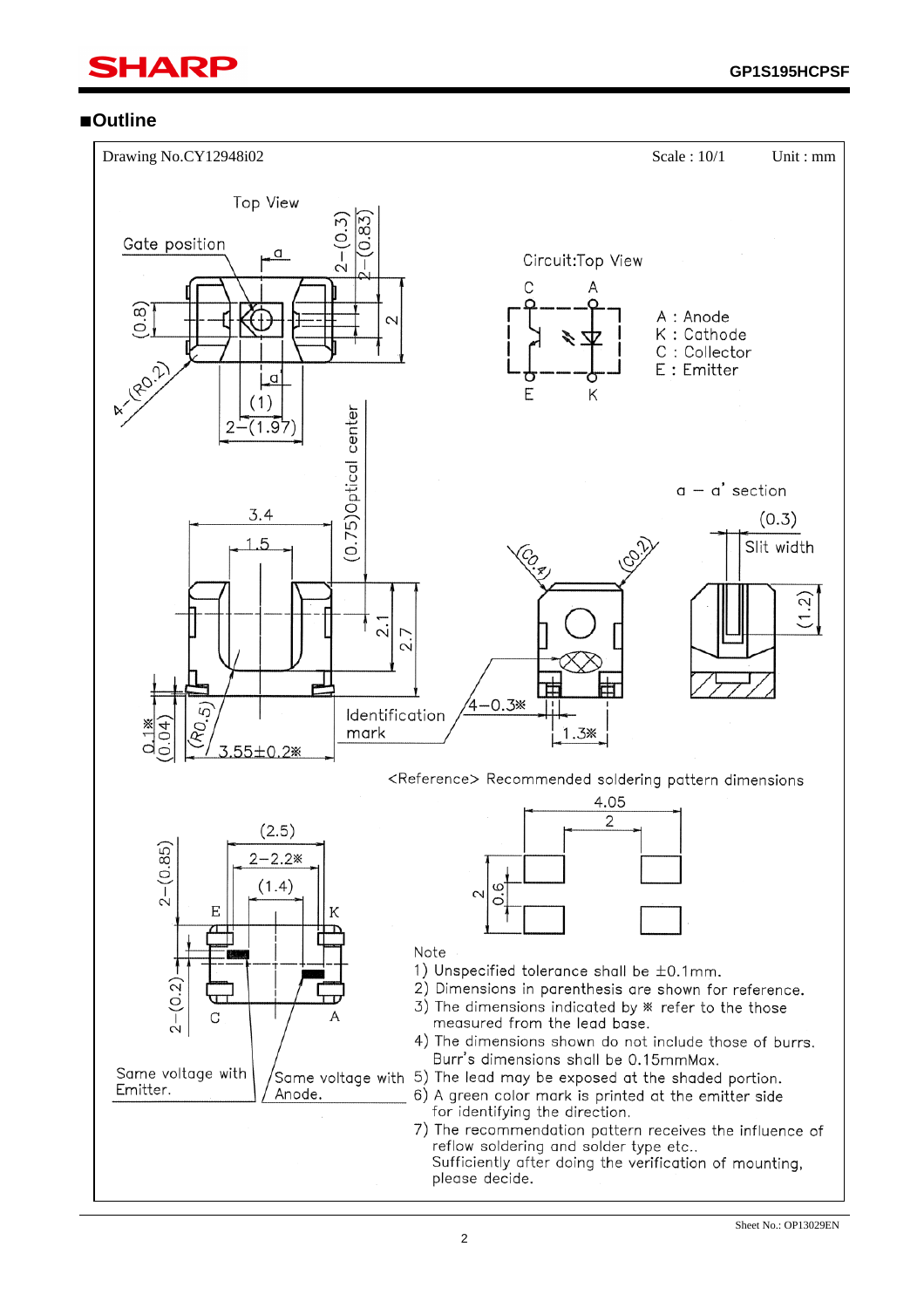## ■Outline

Drawing No.CY12948i02

Scale : 10/1

Unit : mm

Top View

Gate position

a

2−(0.3)

2−(0.83)

(0.8)

2

4−(R0.2)

a'

(1)

2−(1.97)

(0.75)Optical center

3.4

1.5

2.1

2.7

0.1※

(0.04)

(R0.5)

3.55±0.2※

Identification mark

Circuit:Top View

C A

E K

A : Anode
K : Cathode
C : Collector
E : Emitter

a − a' section

(0.3)

Slit width

(C0.4)

(C0.2)

(1.2)

4−0.3※

1.3※

<Reference> Recommended soldering pattern dimensions

4.05

2

2

0.6

(2.5)

2−2.2※

(1.4)

2−(0.85)

2−(0.2)

E K

C A

Same voltage with Emitter.

Same voltage with Anode.

Note

1) Unspecified tolerance shall be ±0.1mm.
2) Dimensions in parenthesis are shown for reference.
3) The dimensions indicated by ※ refer to the those measured from the lead base.
4) The dimensions shown do not include those of burrs. Burr's dimensions shall be 0.15mmMax.
5) The lead may be exposed at the shaded portion.
6) A green color mark is printed at the emitter side for identifying the direction.
7) The recommendation pattern receives the influence of reflow soldering and solder type etc.. Sufficiently after doing the verification of mounting, please decide.

Sheet No.: OP13029EN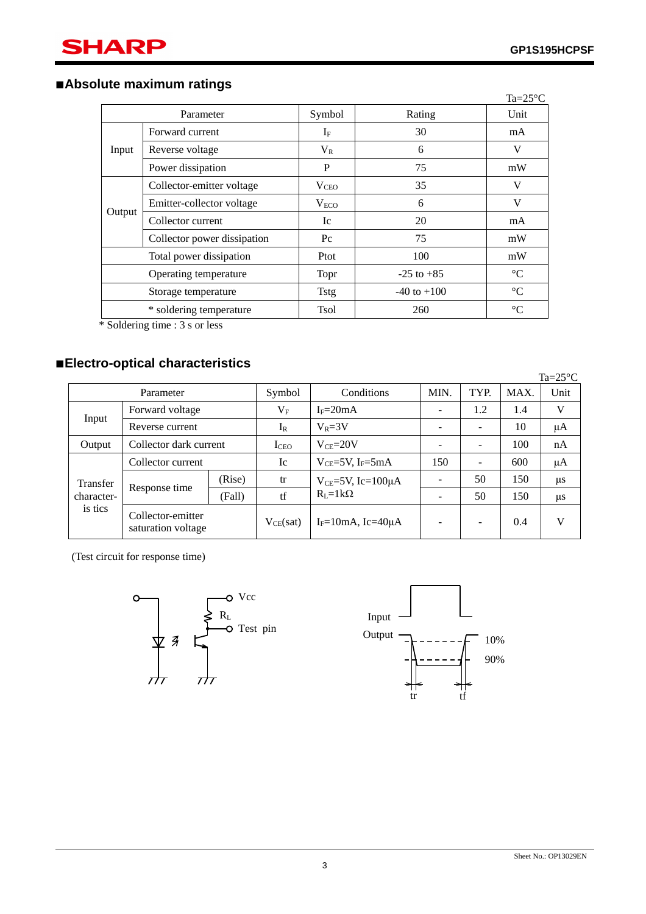## ■Absolute maximum ratings

Ta=25°C

| Parameter | | Symbol | Rating | Unit |
|---|---|---|---|---|
| Input | Forward current | $I_F$ | 30 | mA |
| | Reverse voltage | $V_R$ | 6 | V |
| | Power dissipation | P | 75 | mW |
| Output | Collector-emitter voltage | $V_{CEO}$ | 35 | V |
| | Emitter-collector voltage | $V_{ECO}$ | 6 | V |
| | Collector current | Ic | 20 | mA |
| | Collector power dissipation | Pc | 75 | mW |
| Total power dissipation | | Ptot | 100 | mW |
| Operating temperature | | Topr | -25 to +85 | °C |
| Storage temperature | | Tstg | -40 to +100 | °C |
| * soldering temperature | | Tsol | 260 | °C |

* Soldering time : 3 s or less

## ■Electro-optical characteristics

Ta=25°C

| Parameter | | | Symbol | Conditions | MIN. | TYP. | MAX. | Unit |
|---|---|---|---|---|---|---|---|---|
| Input | Forward voltage | | $V_F$ | $I_F$=20mA | - | 1.2 | 1.4 | V |
| | Reverse current | | $I_R$ | $V_R$=3V | - | - | 10 | μA |
| Output | Collector dark current | | $I_{CEO}$ | $V_{CE}$=20V | - | - | 100 | nA |
| Transfer characteristics | Collector current | | Ic | $V_{CE}$=5V, $I_F$=5mA | 150 | - | 600 | μA |
| | Response time | (Rise) | tr | $V_{CE}$=5V, Ic=100μA $R_L$=1kΩ | - | 50 | 150 | μs |
| | | (Fall) | tf | | - | 50 | 150 | μs |
| | Collector-emitter saturation voltage | | $V_{CE}$(sat) | $I_F$=10mA, Ic=40μA | - | - | 0.4 | V |

(Test circuit for response time)

Vcc
$R_L$
Test pin

Input
Output
10%
90%
tr
tf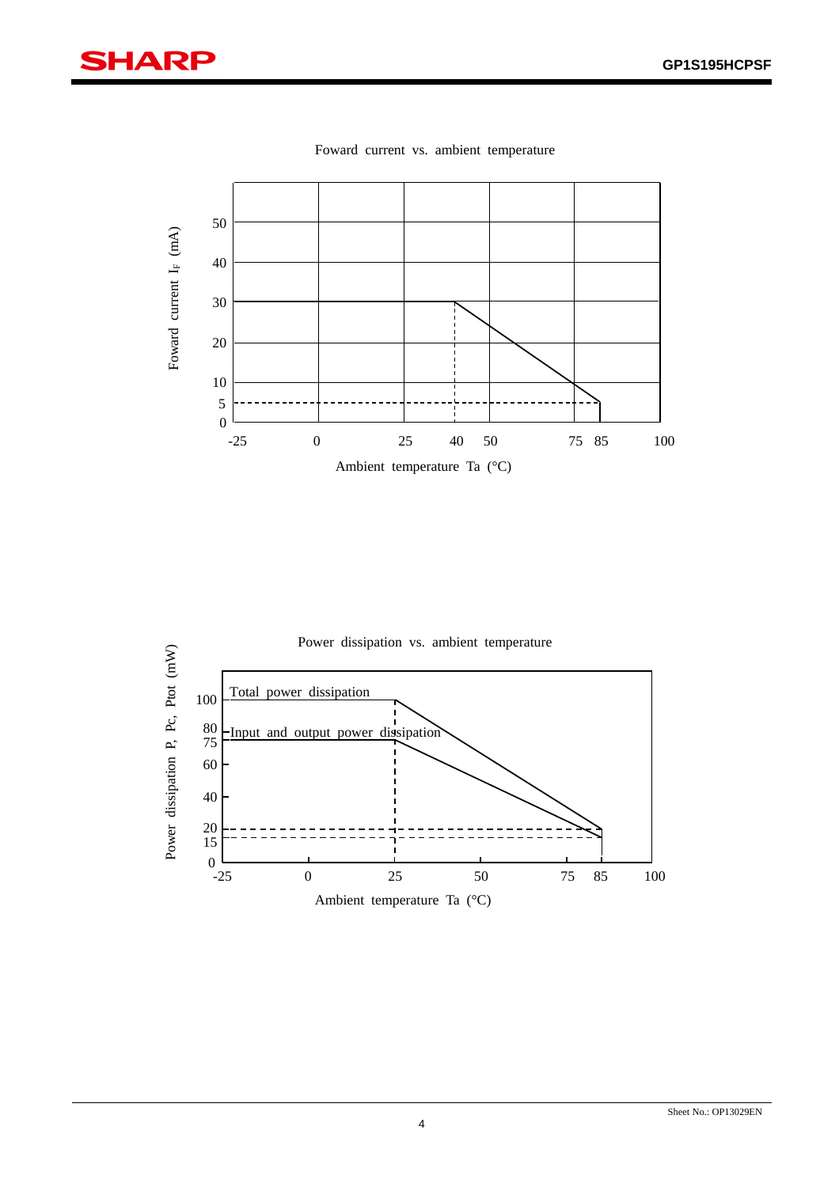Foward current vs. ambient temperature

Foward current $I_F$ (mA)

50

40

30

20

10

5

0

-25 0 25 40 50 75 85 100

Ambient temperature Ta (°C)

Power dissipation vs. ambient temperature

Power dissipation P, Pc, Ptot (mW)

Total power dissipation

Input and output power dissipation

100

80

75

60

40

20

15

0

-25 0 25 50 75 85 100

Ambient temperature Ta (°C)

Sheet No.: OP13029EN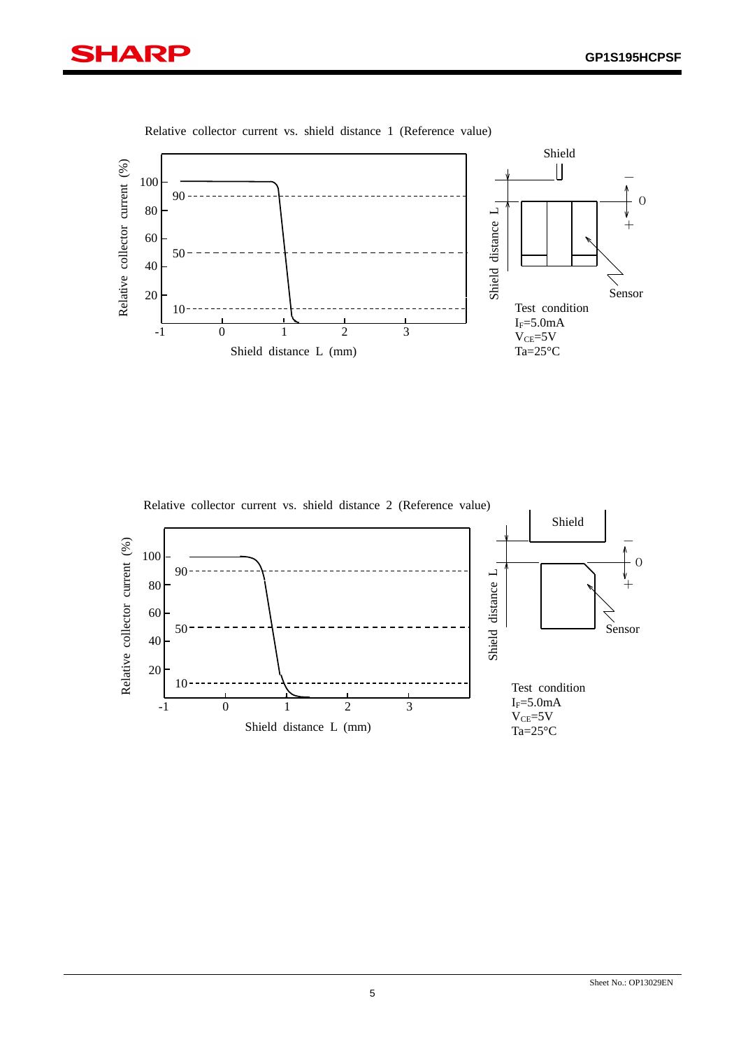Relative collector current vs. shield distance 1 (Reference value)

Test condition
$I_F$=5.0mA
$V_{CE}$=5V
Ta=25°C

Relative collector current vs. shield distance 2 (Reference value)

Test condition
$I_F$=5.0mA
$V_{CE}$=5V
Ta=25°C

Sheet No.: OP13029EN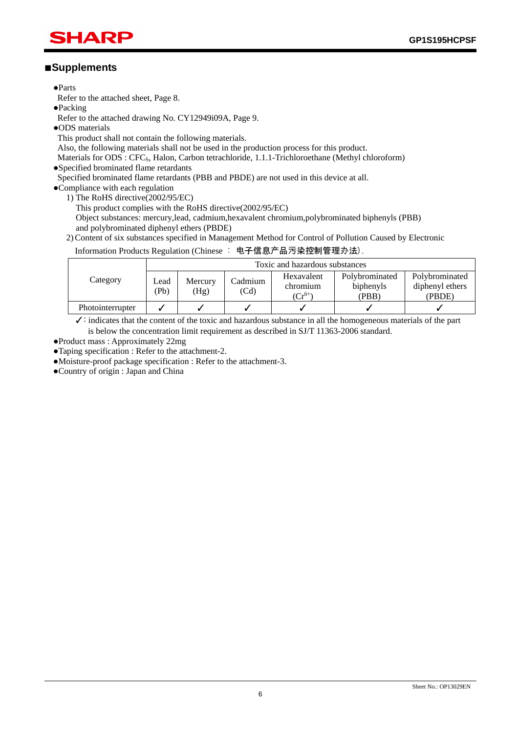## ■Supplements

●Parts

Refer to the attached sheet, Page 8.

●Packing

Refer to the attached drawing No. CY12949i09A, Page 9.

●ODS materials

This product shall not contain the following materials.

Also, the following materials shall not be used in the production process for this product.

Materials for ODS : $CFC_S$, Halon, Carbon tetrachloride, 1.1.1-Trichloroethane (Methyl chloroform)

●Specified brominated flame retardants

Specified brominated flame retardants (PBB and PBDE) are not used in this device at all.

●Compliance with each regulation

1) The RoHS directive(2002/95/EC)

This product complies with the RoHS directive(2002/95/EC)

Object substances: mercury,lead, cadmium,hexavalent chromium,polybrominated biphenyls (PBB) and polybrominated diphenyl ethers (PBDE)

2) Content of six substances specified in Management Method for Control of Pollution Caused by Electronic Information Products Regulation (Chinese ： 电子信息产品污染控制管理办法).

| Category | Toxic and hazardous substances | | | | | |
|---|---|---|---|---|---|---|
| | Lead (Pb) | Mercury (Hg) | Cadmium (Cd) | Hexavalent chromium ($Cr^{6+}$) | Polybrominated biphenyls (PBB) | Polybrominated diphenyl ethers (PBDE) |
| Photointerrupter | ✓ | ✓ | ✓ | ✓ | ✓ | ✓ |

✓: indicates that the content of the toxic and hazardous substance in all the homogeneous materials of the part is below the concentration limit requirement as described in SJ/T 11363-2006 standard.

●Product mass : Approximately 22mg

●Taping specification : Refer to the attachment-2.

●Moisture-proof package specification : Refer to the attachment-3.

●Country of origin : Japan and China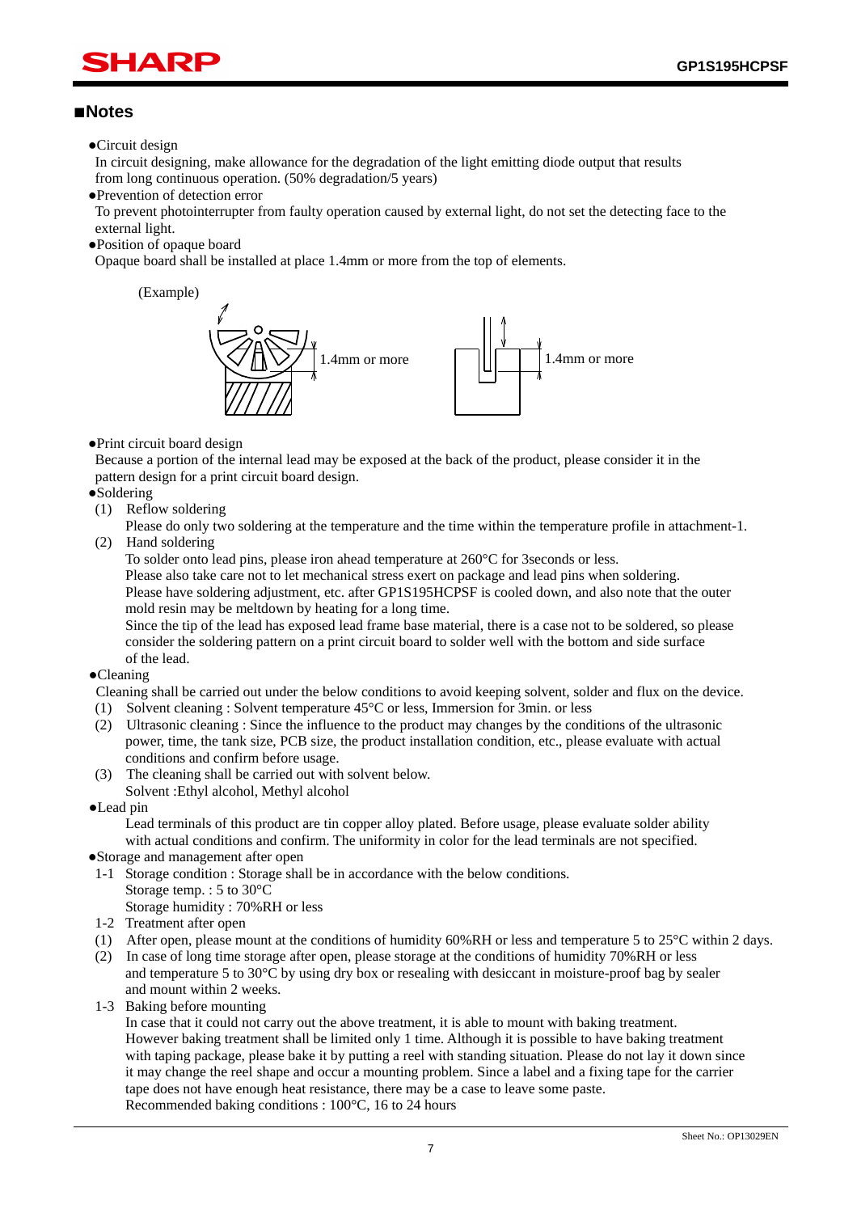## ■Notes

- Circuit design

In circuit designing, make allowance for the degradation of the light emitting diode output that results from long continuous operation. (50% degradation/5 years)

- Prevention of detection error

To prevent photointerrupter from faulty operation caused by external light, do not set the detecting face to the external light.

- Position of opaque board

Opaque board shall be installed at place 1.4mm or more from the top of elements.

(Example)

1.4mm or more

1.4mm or more

- Print circuit board design

Because a portion of the internal lead may be exposed at the back of the product, please consider it in the pattern design for a print circuit board design.

- Soldering

(1) Reflow soldering

Please do only two soldering at the temperature and the time within the temperature profile in attachment-1.

(2) Hand soldering

To solder onto lead pins, please iron ahead temperature at 260°C for 3seconds or less.
Please also take care not to let mechanical stress exert on package and lead pins when soldering.
Please have soldering adjustment, etc. after GP1S195HCPSF is cooled down, and also note that the outer mold resin may be meltdown by heating for a long time.
Since the tip of the lead has exposed lead frame base material, there is a case not to be soldered, so please consider the soldering pattern on a print circuit board to solder well with the bottom and side surface of the lead.

- Cleaning

Cleaning shall be carried out under the below conditions to avoid keeping solvent, solder and flux on the device.

(1) Solvent cleaning : Solvent temperature 45°C or less, Immersion for 3min. or less
(2) Ultrasonic cleaning : Since the influence to the product may changes by the conditions of the ultrasonic power, time, the tank size, PCB size, the product installation condition, etc., please evaluate with actual conditions and confirm before usage.
(3) The cleaning shall be carried out with solvent below.
Solvent :Ethyl alcohol, Methyl alcohol

- Lead pin

Lead terminals of this product are tin copper alloy plated. Before usage, please evaluate solder ability with actual conditions and confirm. The uniformity in color for the lead terminals are not specified.

- Storage and management after open

1-1 Storage condition : Storage shall be in accordance with the below conditions.
Storage temp. : 5 to 30°C
Storage humidity : 70%RH or less

1-2 Treatment after open

(1) After open, please mount at the conditions of humidity 60%RH or less and temperature 5 to 25°C within 2 days.
(2) In case of long time storage after open, please storage at the conditions of humidity 70%RH or less and temperature 5 to 30°C by using dry box or resealing with desiccant in moisture-proof bag by sealer and mount within 2 weeks.

1-3 Baking before mounting

In case that it could not carry out the above treatment, it is able to mount with baking treatment.
However baking treatment shall be limited only 1 time. Although it is possible to have baking treatment with taping package, please bake it by putting a reel with standing situation. Please do not lay it down since it may change the reel shape and occur a mounting problem. Since a label and a fixing tape for the carrier tape does not have enough heat resistance, there may be a case to leave some paste.
Recommended baking conditions : 100°C, 16 to 24 hours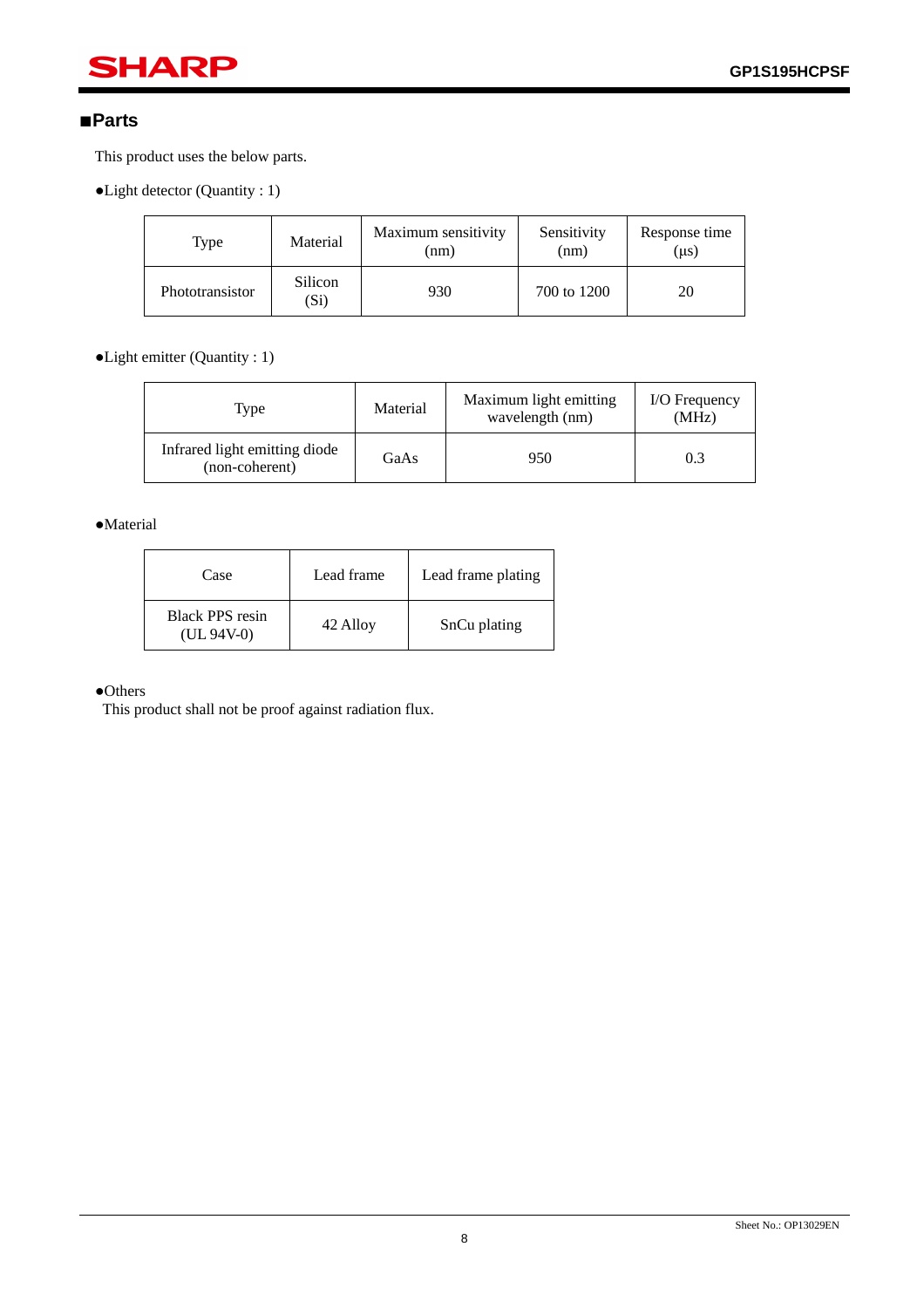## ■Parts

This product uses the below parts.

●Light detector (Quantity : 1)

| Type | Material | Maximum sensitivity (nm) | Sensitivity (nm) | Response time (μs) |
|---|---|---|---|---|
| Phototransistor | Silicon (Si) | 930 | 700 to 1200 | 20 |

●Light emitter (Quantity : 1)

| Type | Material | Maximum light emitting wavelength (nm) | I/O Frequency (MHz) |
|---|---|---|---|
| Infrared light emitting diode (non-coherent) | GaAs | 950 | 0.3 |

●Material

| Case | Lead frame | Lead frame plating |
|---|---|---|
| Black PPS resin (UL 94V-0) | 42 Alloy | SnCu plating |

●Others

This product shall not be proof against radiation flux.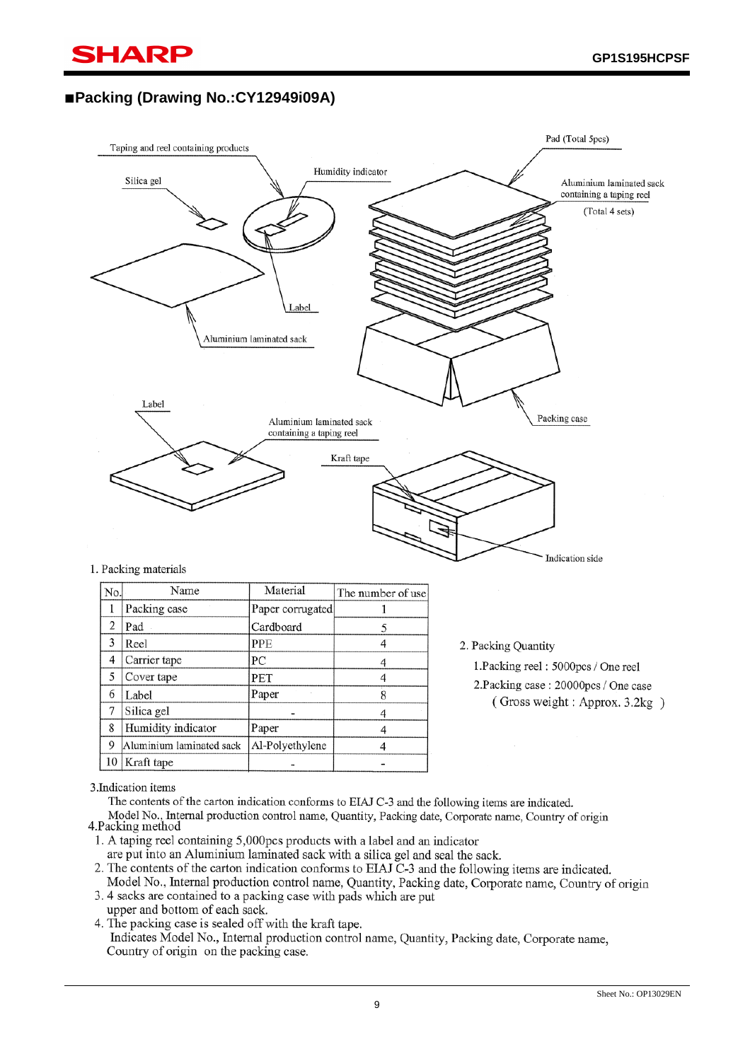## ■Packing (Drawing No.:CY12949i09A)

Taping and reel containing products

Silica gel

Humidity indicator

Label

Aluminium laminated sack

Pad (Total 5pcs)

Aluminium laminated sack containing a taping reel

(Total 4 sets)

Packing case

Label

Aluminium laminated sack containing a taping reel

Kraft tape

Indication side

1. Packing materials

| No. | Name | Material | The number of use |
|---|---|---|---|
| 1 | Packing case | Paper corrugated | 1 |
| 2 | Pad | Cardboard | 5 |
| 3 | Reel | PPE | 4 |
| 4 | Carrier tape | PC | 4 |
| 5 | Cover tape | PET | 4 |
| 6 | Label | Paper | 8 |
| 7 | Silica gel | - | 4 |
| 8 | Humidity indicator | Paper | 4 |
| 9 | Aluminium laminated sack | Al-Polyethylene | 4 |
| 10 | Kraft tape | - | - |

2. Packing Quantity

1.Packing reel : 5000pcs / One reel

2.Packing case : 20000pcs / One case

( Gross weight : Approx. 3.2kg )

3.Indication items

The contents of the carton indication conforms to EIAJ C-3 and the following items are indicated.
Model No., Internal production control name, Quantity, Packing date, Corporate name, Country of origin

4.Packing method

1. A taping reel containing 5,000pcs products with a label and an indicator are put into an Aluminium laminated sack with a silica gel and seal the sack.
2. The contents of the carton indication conforms to EIAJ C-3 and the following items are indicated.
   Model No., Internal production control name, Quantity, Packing date, Corporate name, Country of origin
3. 4 sacks are contained to a packing case with pads which are put upper and bottom of each sack.
4. The packing case is sealed off with the kraft tape.
   Indicates Model No., Internal production control name, Quantity, Packing date, Corporate name, Country of origin on the packing case.

Sheet No.: OP13029EN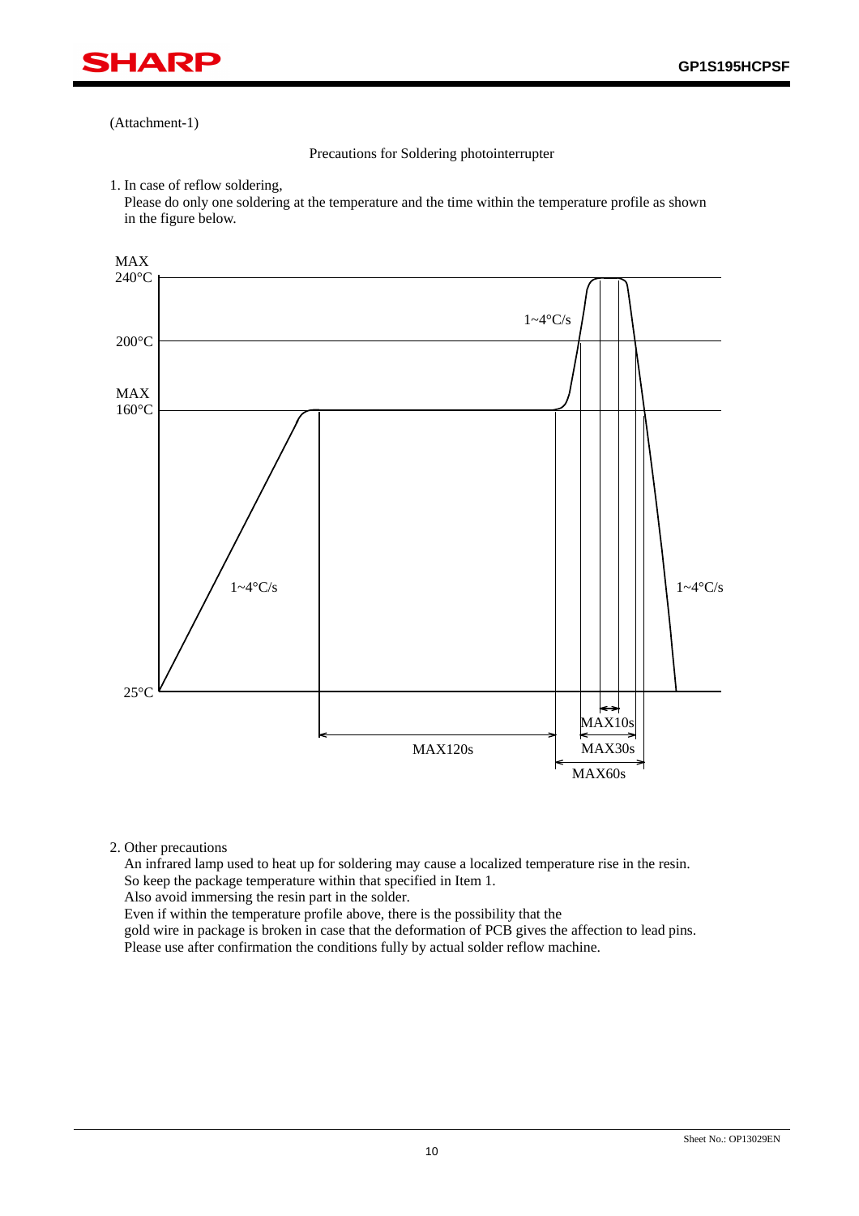(Attachment-1)

Precautions for Soldering photointerrupter

1. In case of reflow soldering,
   Please do only one soldering at the temperature and the time within the temperature profile as shown in the figure below.

MAX 240°C
200°C
MAX 160°C
25°C
1~4°C/s
1~4°C/s
1~4°C/s
MAX10s
MAX30s
MAX120s
MAX60s

2. Other precautions
   An infrared lamp used to heat up for soldering may cause a localized temperature rise in the resin.
   So keep the package temperature within that specified in Item 1.
   Also avoid immersing the resin part in the solder.
   Even if within the temperature profile above, there is the possibility that the gold wire in package is broken in case that the deformation of PCB gives the affection to lead pins.
   Please use after confirmation the conditions fully by actual solder reflow machine.

Sheet No.: OP13029EN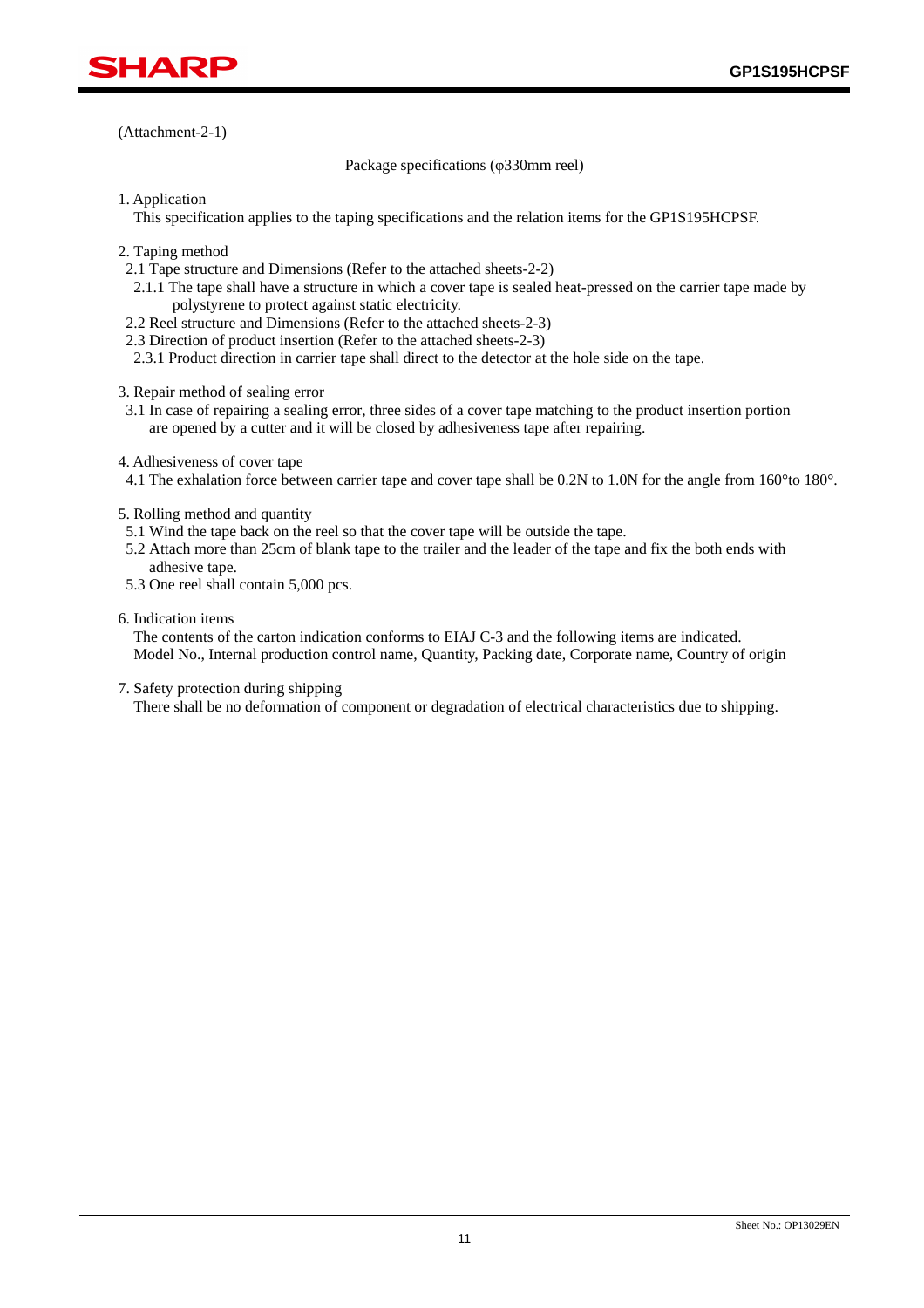(Attachment-2-1)

Package specifications (φ330mm reel)

1. Application
   This specification applies to the taping specifications and the relation items for the GP1S195HCPSF.

2. Taping method
   2.1 Tape structure and Dimensions (Refer to the attached sheets-2-2)
      2.1.1 The tape shall have a structure in which a cover tape is sealed heat-pressed on the carrier tape made by polystyrene to protect against static electricity.
   2.2 Reel structure and Dimensions (Refer to the attached sheets-2-3)
   2.3 Direction of product insertion (Refer to the attached sheets-2-3)
      2.3.1 Product direction in carrier tape shall direct to the detector at the hole side on the tape.

3. Repair method of sealing error
   3.1 In case of repairing a sealing error, three sides of a cover tape matching to the product insertion portion are opened by a cutter and it will be closed by adhesiveness tape after repairing.

4. Adhesiveness of cover tape
   4.1 The exhalation force between carrier tape and cover tape shall be 0.2N to 1.0N for the angle from 160°to 180°.

5. Rolling method and quantity
   5.1 Wind the tape back on the reel so that the cover tape will be outside the tape.
   5.2 Attach more than 25cm of blank tape to the trailer and the leader of the tape and fix the both ends with adhesive tape.
   5.3 One reel shall contain 5,000 pcs.

6. Indication items
   The contents of the carton indication conforms to EIAJ C-3 and the following items are indicated.
   Model No., Internal production control name, Quantity, Packing date, Corporate name, Country of origin

7. Safety protection during shipping
   There shall be no deformation of component or degradation of electrical characteristics due to shipping.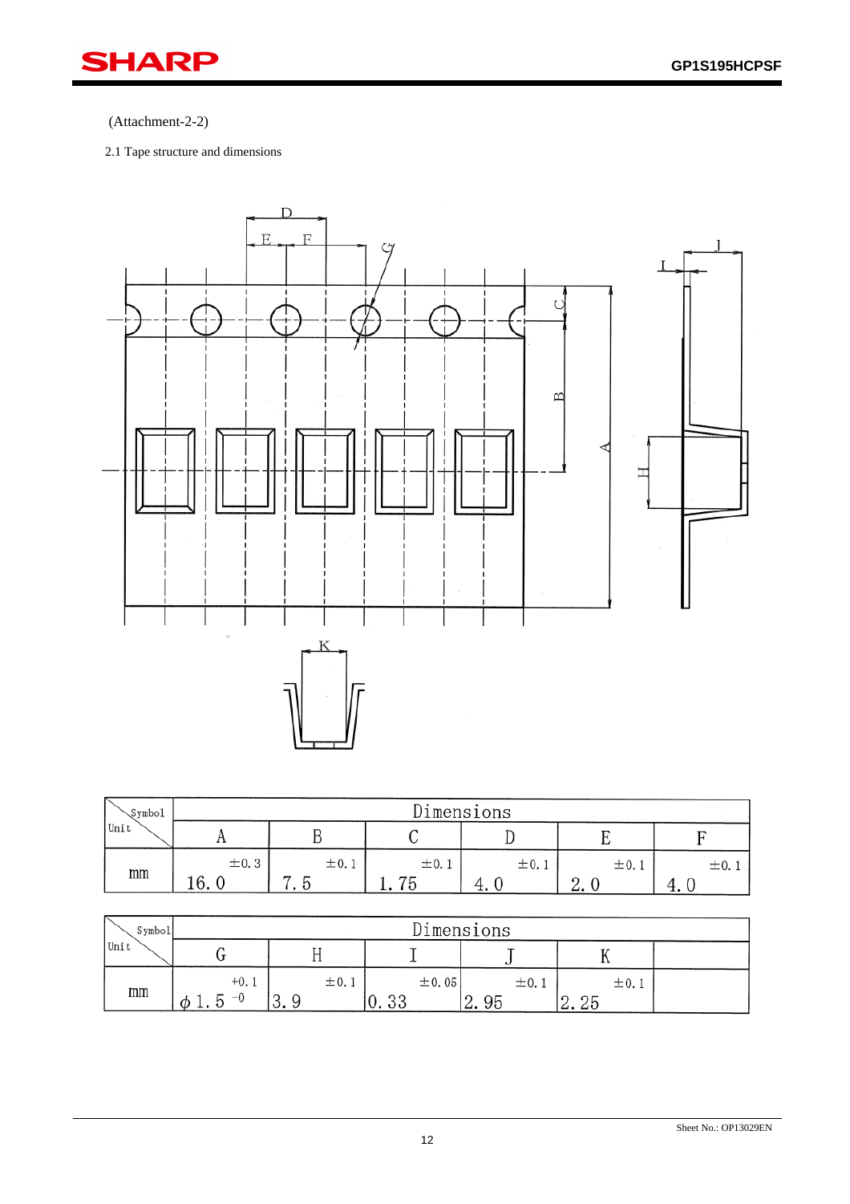(Attachment-2-2)

2.1 Tape structure and dimensions

D

E F

G

C

B

A

H

I

J

K

| Symbol / Unit | Dimensions | | | | | |
|---|---|---|---|---|---|---|
| | A | B | C | D | E | F |
| mm | 16.0 ±0.3 | 7.5 ±0.1 | 1.75 ±0.1 | 4.0 ±0.1 | 2.0 ±0.1 | 4.0 ±0.1 |

| Symbol / Unit | Dimensions | | | | | |
|---|---|---|---|---|---|---|
| | G | H | I | J | K | |
| mm | $\phi 1.5^{+0.1}_{-0}$ | 3.9 ±0.1 | 0.33 ±0.05 | 2.95 ±0.1 | 2.25 ±0.1 | |

Sheet No.: OP13029EN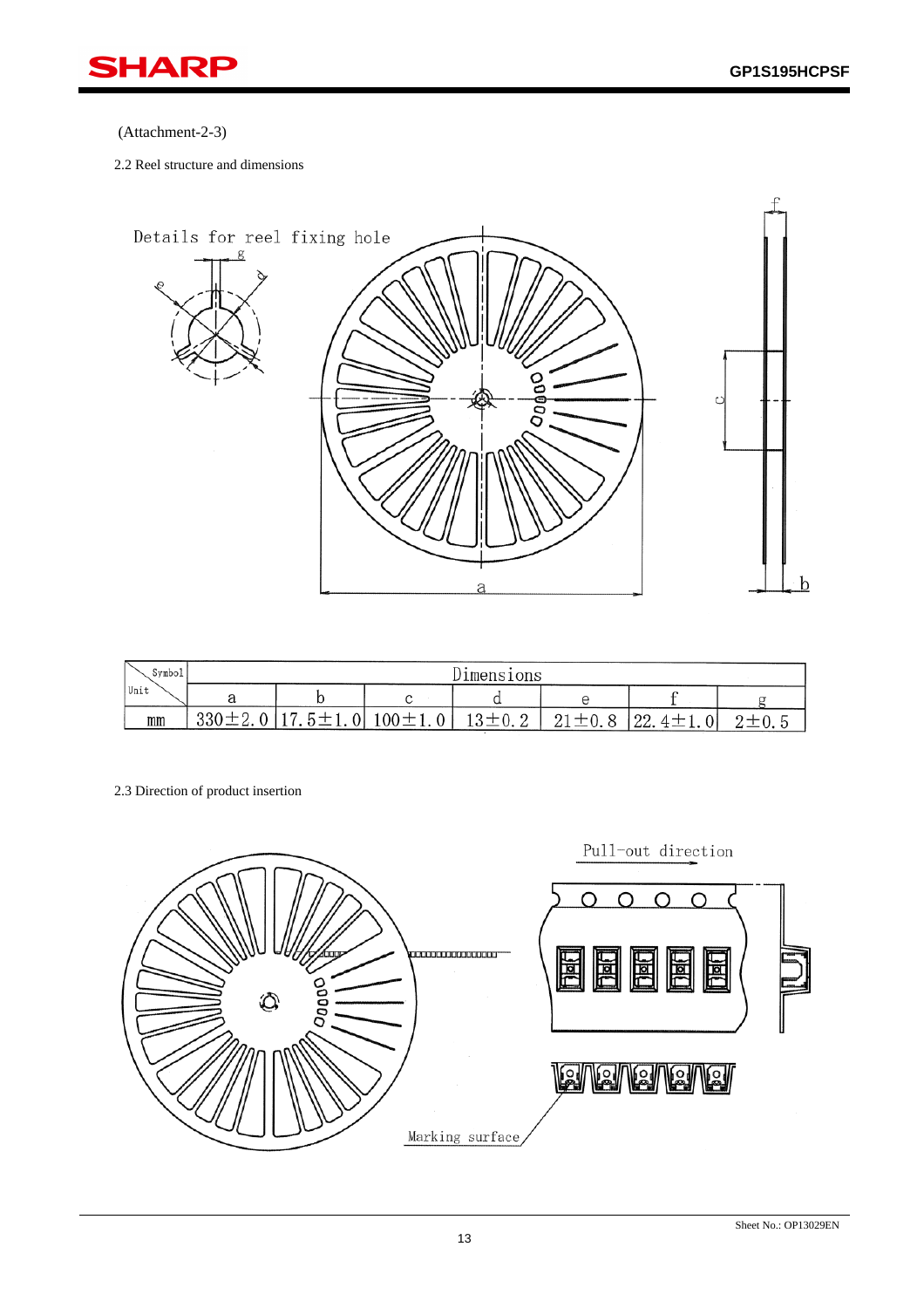(Attachment-2-3)

2.2 Reel structure and dimensions

Details for reel fixing hole

g

e

d

c

f

a

b

| Symbol / Unit | Dimensions | | | | | | |
|---|---|---|---|---|---|---|---|
| | a | b | c | d | e | f | g |
| mm | 330±2.0 | 17.5±1.0 | 100±1.0 | 13±0.2 | 21±0.8 | 22.4±1.0 | 2±0.5 |

2.3 Direction of product insertion

Pull-out direction

Marking surface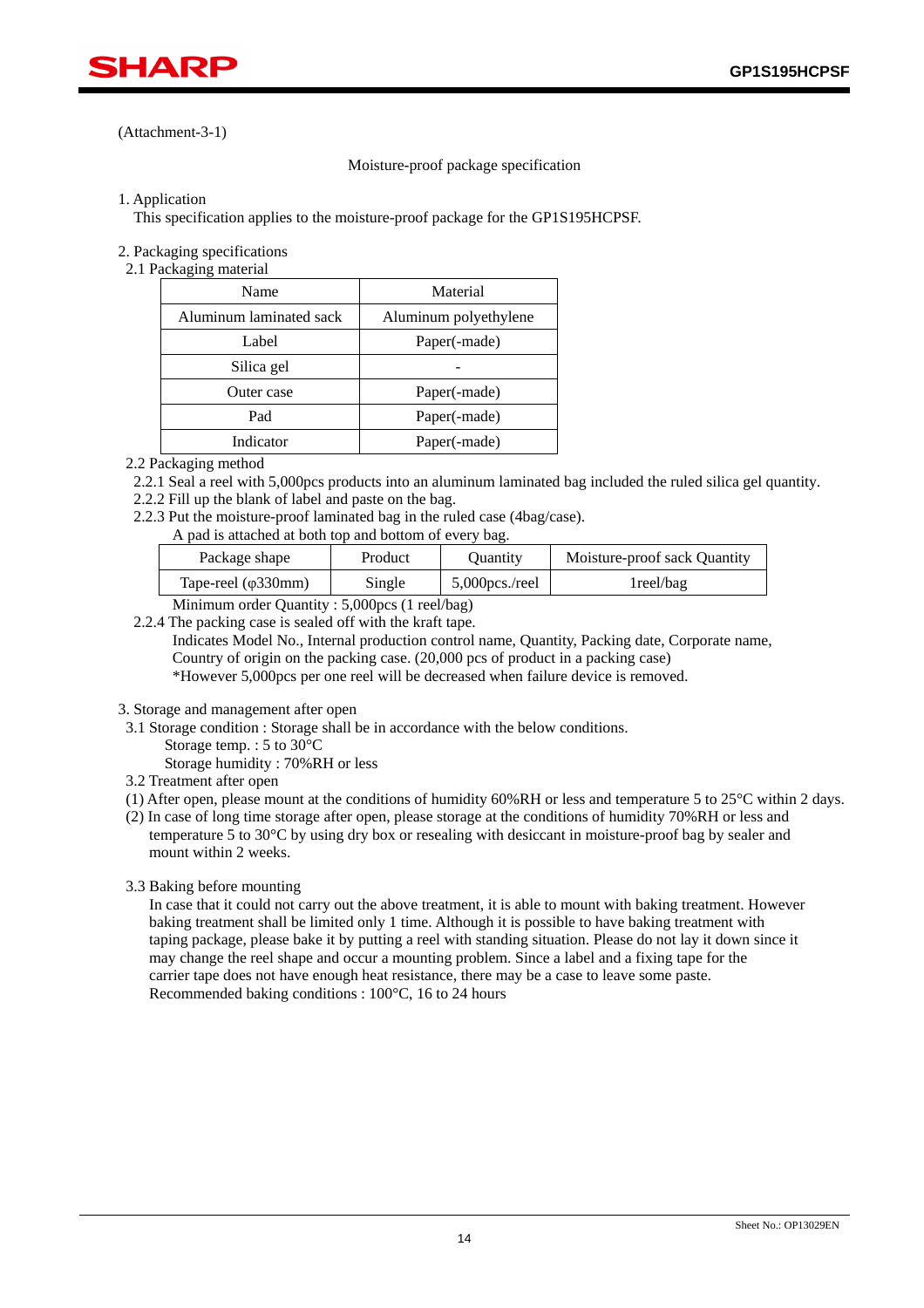(Attachment-3-1)

Moisture-proof package specification

1. Application
   This specification applies to the moisture-proof package for the GP1S195HCPSF.

2. Packaging specifications
   2.1 Packaging material

| Name | Material |
|---|---|
| Aluminum laminated sack | Aluminum polyethylene |
| Label | Paper(-made) |
| Silica gel | - |
| Outer case | Paper(-made) |
| Pad | Paper(-made) |
| Indicator | Paper(-made) |

   2.2 Packaging method
   2.2.1 Seal a reel with 5,000pcs products into an aluminum laminated bag included the ruled silica gel quantity.
   2.2.2 Fill up the blank of label and paste on the bag.
   2.2.3 Put the moisture-proof laminated bag in the ruled case (4bag/case).
   A pad is attached at both top and bottom of every bag.

| Package shape | Product | Quantity | Moisture-proof sack Quantity |
|---|---|---|---|
| Tape-reel (φ330mm) | Single | 5,000pcs./reel | 1reel/bag |

   Minimum order Quantity : 5,000pcs (1 reel/bag)
   2.2.4 The packing case is sealed off with the kraft tape.
   Indicates Model No., Internal production control name, Quantity, Packing date, Corporate name, Country of origin on the packing case. (20,000 pcs of product in a packing case)
   *However 5,000pcs per one reel will be decreased when failure device is removed.

3. Storage and management after open
   3.1 Storage condition : Storage shall be in accordance with the below conditions.
   Storage temp. : 5 to 30°C
   Storage humidity : 70%RH or less
   3.2 Treatment after open
   (1) After open, please mount at the conditions of humidity 60%RH or less and temperature 5 to 25°C within 2 days.
   (2) In case of long time storage after open, please storage at the conditions of humidity 70%RH or less and temperature 5 to 30°C by using dry box or resealing with desiccant in moisture-proof bag by sealer and mount within 2 weeks.

   3.3 Baking before mounting
   In case that it could not carry out the above treatment, it is able to mount with baking treatment. However baking treatment shall be limited only 1 time. Although it is possible to have baking treatment with taping package, please bake it by putting a reel with standing situation. Please do not lay it down since it may change the reel shape and occur a mounting problem. Since a label and a fixing tape for the carrier tape does not have enough heat resistance, there may be a case to leave some paste.
   Recommended baking conditions : 100°C, 16 to 24 hours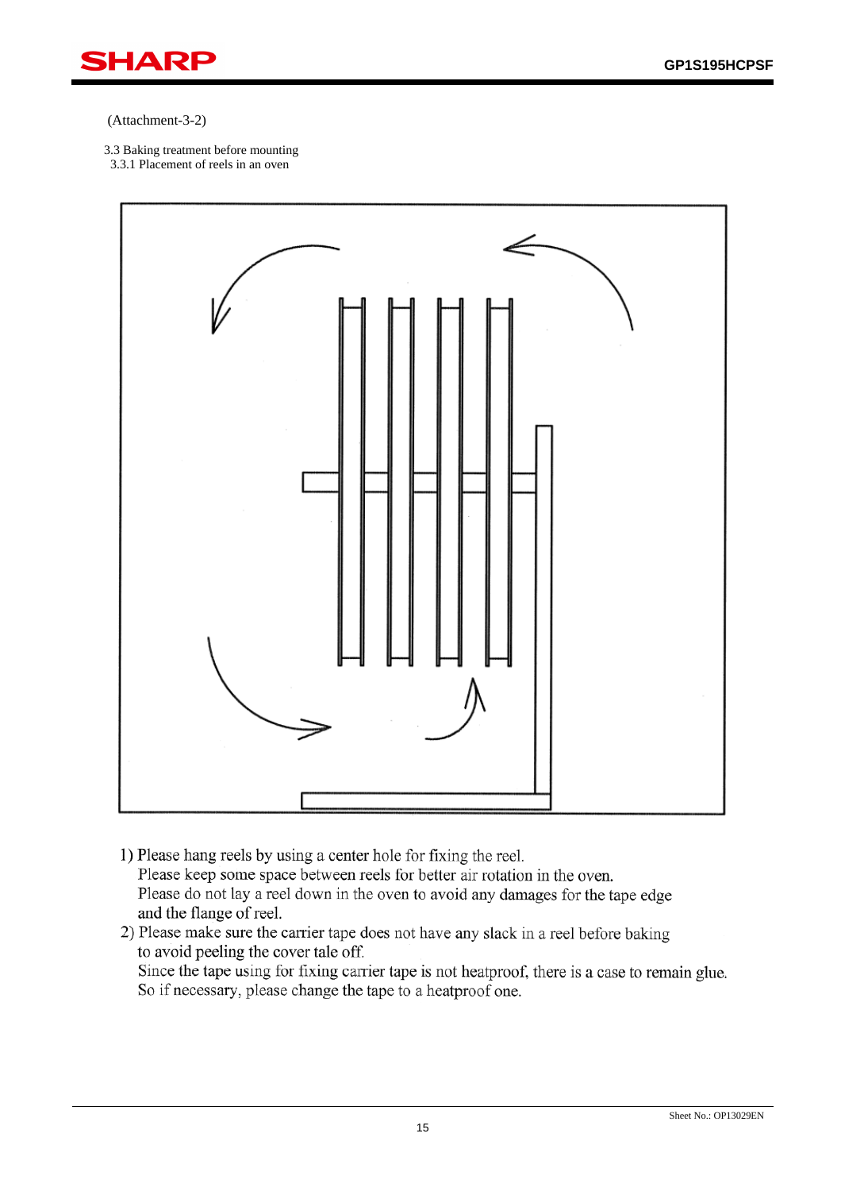(Attachment-3-2)

3.3 Baking treatment before mounting

3.3.1 Placement of reels in an oven

1) Please hang reels by using a center hole for fixing the reel.
   Please keep some space between reels for better air rotation in the oven.
   Please do not lay a reel down in the oven to avoid any damages for the tape edge and the flange of reel.
2) Please make sure the carrier tape does not have any slack in a reel before baking to avoid peeling the cover tale off.
   Since the tape using for fixing carrier tape is not heatproof, there is a case to remain glue.
   So if necessary, please change the tape to a heatproof one.

Sheet No.: OP13029EN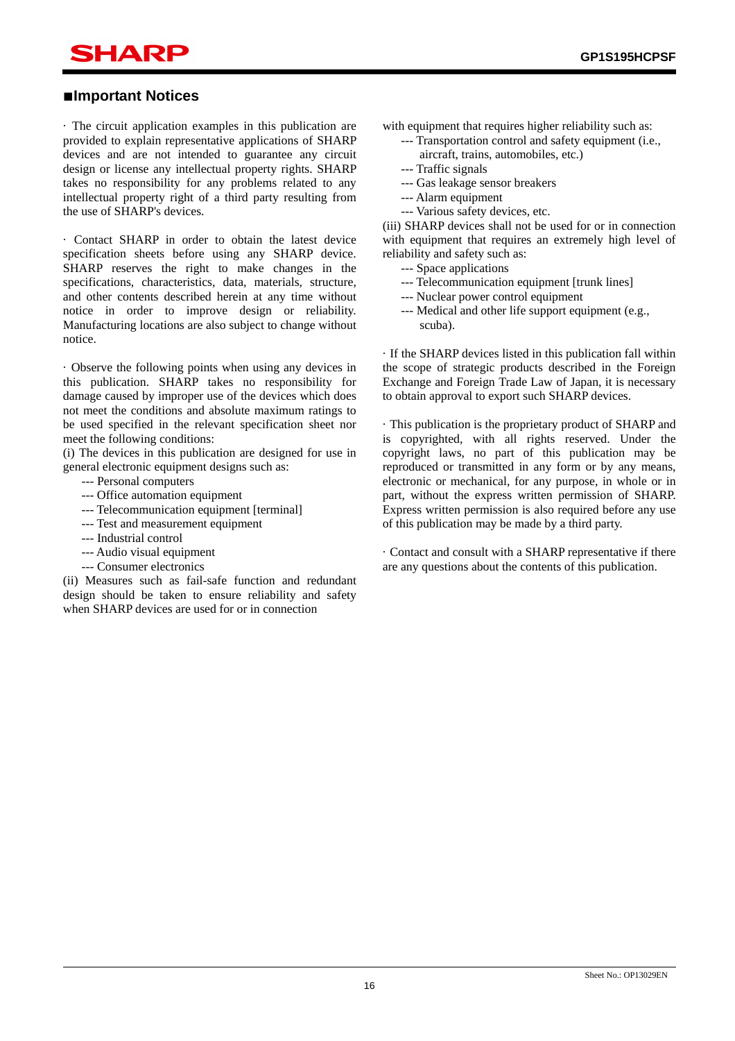## ■Important Notices

· The circuit application examples in this publication are provided to explain representative applications of SHARP devices and are not intended to guarantee any circuit design or license any intellectual property rights. SHARP takes no responsibility for any problems related to any intellectual property right of a third party resulting from the use of SHARP's devices.

· Contact SHARP in order to obtain the latest device specification sheets before using any SHARP device. SHARP reserves the right to make changes in the specifications, characteristics, data, materials, structure, and other contents described herein at any time without notice in order to improve design or reliability. Manufacturing locations are also subject to change without notice.

· Observe the following points when using any devices in this publication. SHARP takes no responsibility for damage caused by improper use of the devices which does not meet the conditions and absolute maximum ratings to be used specified in the relevant specification sheet nor meet the following conditions:

(i) The devices in this publication are designed for use in general electronic equipment designs such as:

--- Personal computers
--- Office automation equipment
--- Telecommunication equipment [terminal]
--- Test and measurement equipment
--- Industrial control
--- Audio visual equipment
--- Consumer electronics

(ii) Measures such as fail-safe function and redundant design should be taken to ensure reliability and safety when SHARP devices are used for or in connection with equipment that requires higher reliability such as:

--- Transportation control and safety equipment (i.e., aircraft, trains, automobiles, etc.)
--- Traffic signals
--- Gas leakage sensor breakers
--- Alarm equipment
--- Various safety devices, etc.

(iii) SHARP devices shall not be used for or in connection with equipment that requires an extremely high level of reliability and safety such as:

--- Space applications
--- Telecommunication equipment [trunk lines]
--- Nuclear power control equipment
--- Medical and other life support equipment (e.g., scuba).

· If the SHARP devices listed in this publication fall within the scope of strategic products described in the Foreign Exchange and Foreign Trade Law of Japan, it is necessary to obtain approval to export such SHARP devices.

· This publication is the proprietary product of SHARP and is copyrighted, with all rights reserved. Under the copyright laws, no part of this publication may be reproduced or transmitted in any form or by any means, electronic or mechanical, for any purpose, in whole or in part, without the express written permission of SHARP. Express written permission is also required before any use of this publication may be made by a third party.

· Contact and consult with a SHARP representative if there are any questions about the contents of this publication.